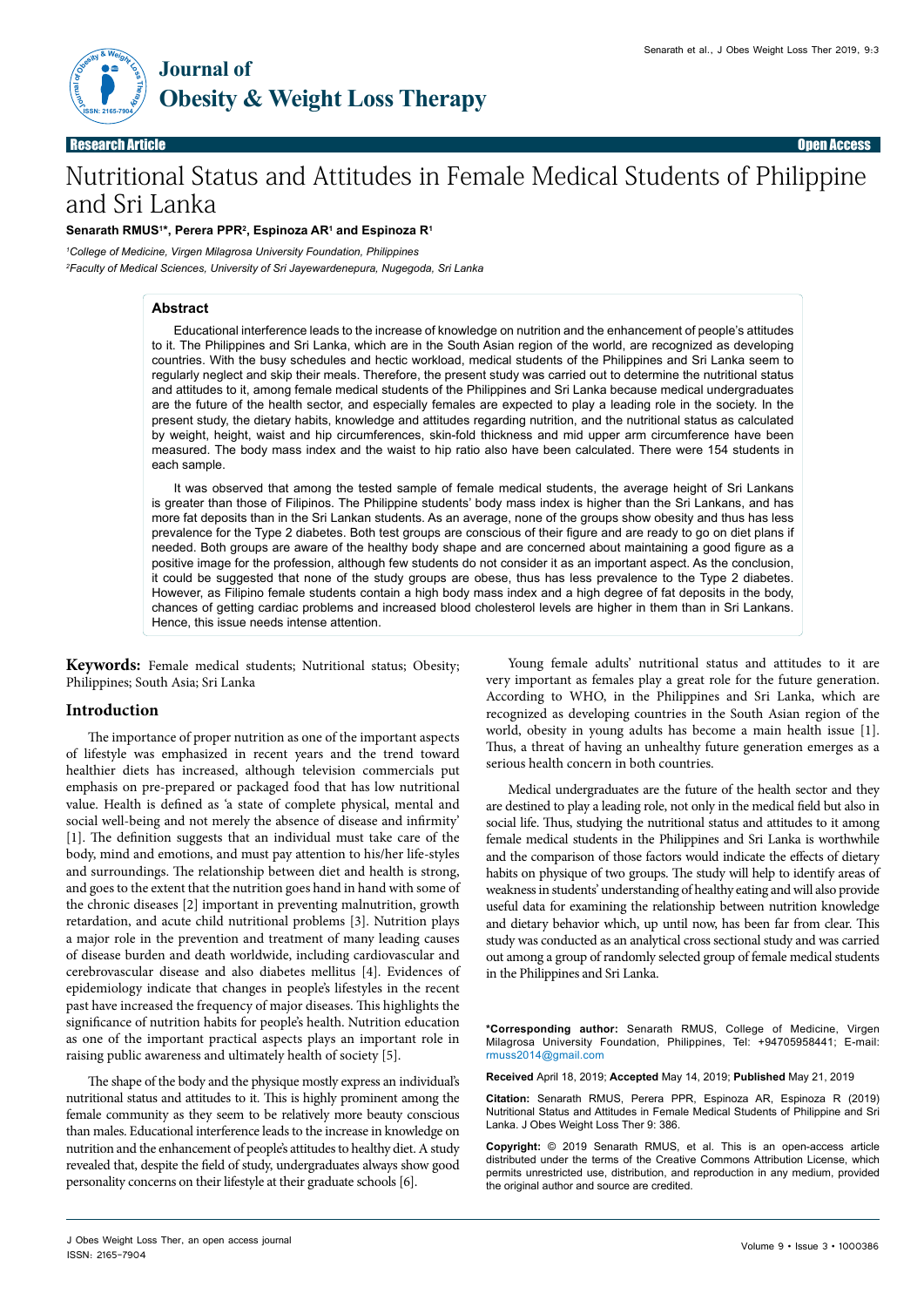Research Article | Open Access

# Nutritional Status and Attitudes in Female Medical Students of Philippine and Sri Lanka

**Senarath RMUS[1]*, Perera PPR[2], Espinoza AR[1] and Espinoza R[1]**

[1]*College of Medicine, Virgen Milagrosa University Foundation, Philippines*

[2]*Faculty of Medical Sciences, University of Sri Jayewardenepura, Nugegoda, Sri Lanka*

## Abstract

Educational interference leads to the increase of knowledge on nutrition and the enhancement of people's attitudes to it. The Philippines and Sri Lanka, which are in the South Asian region of the world, are recognized as developing countries. With the busy schedules and hectic workload, medical students of the Philippines and Sri Lanka seem to regularly neglect and skip their meals. Therefore, the present study was carried out to determine the nutritional status and attitudes to it, among female medical students of the Philippines and Sri Lanka because medical undergraduates are the future of the health sector, and especially females are expected to play a leading role in the society. In the present study, the dietary habits, knowledge and attitudes regarding nutrition, and the nutritional status as calculated by weight, height, waist and hip circumferences, skin-fold thickness and mid upper arm circumference have been measured. The body mass index and the waist to hip ratio also have been calculated. There were 154 students in each sample.

It was observed that among the tested sample of female medical students, the average height of Sri Lankans is greater than those of Filipinos. The Philippine students' body mass index is higher than the Sri Lankans, and has more fat deposits than in the Sri Lankan students. As an average, none of the groups show obesity and thus has less prevalence for the Type 2 diabetes. Both test groups are conscious of their figure and are ready to go on diet plans if needed. Both groups are aware of the healthy body shape and are concerned about maintaining a good figure as a positive image for the profession, although few students do not consider it as an important aspect. As the conclusion, it could be suggested that none of the study groups are obese, thus has less prevalence to the Type 2 diabetes. However, as Filipino female students contain a high body mass index and a high degree of fat deposits in the body, chances of getting cardiac problems and increased blood cholesterol levels are higher in them than in Sri Lankans. Hence, this issue needs intense attention.

**Keywords:** Female medical students; Nutritional status; Obesity; Philippines; South Asia; Sri Lanka

## Introduction

The importance of proper nutrition as one of the important aspects of lifestyle was emphasized in recent years and the trend toward healthier diets has increased, although television commercials put emphasis on pre-prepared or packaged food that has low nutritional value. Health is defined as 'a state of complete physical, mental and social well-being and not merely the absence of disease and infirmity' [1]. The definition suggests that an individual must take care of the body, mind and emotions, and must pay attention to his/her life-styles and surroundings. The relationship between diet and health is strong, and goes to the extent that the nutrition goes hand in hand with some of the chronic diseases [2] important in preventing malnutrition, growth retardation, and acute child nutritional problems [3]. Nutrition plays a major role in the prevention and treatment of many leading causes of disease burden and death worldwide, including cardiovascular and cerebrovascular disease and also diabetes mellitus [4]. Evidences of epidemiology indicate that changes in people's lifestyles in the recent past have increased the frequency of major diseases. This highlights the significance of nutrition habits for people's health. Nutrition education as one of the important practical aspects plays an important role in raising public awareness and ultimately health of society [5].

The shape of the body and the physique mostly express an individual's nutritional status and attitudes to it. This is highly prominent among the female community as they seem to be relatively more beauty conscious than males. Educational interference leads to the increase in knowledge on nutrition and the enhancement of people's attitudes to healthy diet. A study revealed that, despite the field of study, undergraduates always show good personality concerns on their lifestyle at their graduate schools [6].

Young female adults' nutritional status and attitudes to it are very important as females play a great role for the future generation. According to WHO, in the Philippines and Sri Lanka, which are recognized as developing countries in the South Asian region of the world, obesity in young adults has become a main health issue [1]. Thus, a threat of having an unhealthy future generation emerges as a serious health concern in both countries.

Medical undergraduates are the future of the health sector and they are destined to play a leading role, not only in the medical field but also in social life. Thus, studying the nutritional status and attitudes to it among female medical students in the Philippines and Sri Lanka is worthwhile and the comparison of those factors would indicate the effects of dietary habits on physique of two groups. The study will help to identify areas of weakness in students' understanding of healthy eating and will also provide useful data for examining the relationship between nutrition knowledge and dietary behavior which, up until now, has been far from clear. This study was conducted as an analytical cross sectional study and was carried out among a group of randomly selected group of female medical students in the Philippines and Sri Lanka.

**\*Corresponding author:** Senarath RMUS, College of Medicine, Virgen Milagrosa University Foundation, Philippines, Tel: +94705958441; E-mail: rmuss2014@gmail.com

**Received** April 18, 2019; **Accepted** May 14, 2019; **Published** May 21, 2019

**Citation:** Senarath RMUS, Perera PPR, Espinoza AR, Espinoza R (2019) Nutritional Status and Attitudes in Female Medical Students of Philippine and Sri Lanka. J Obes Weight Loss Ther 9: 386.

**Copyright:** © 2019 Senarath RMUS, et al. This is an open-access article distributed under the terms of the Creative Commons Attribution License, which permits unrestricted use, distribution, and reproduction in any medium, provided the original author and source are credited.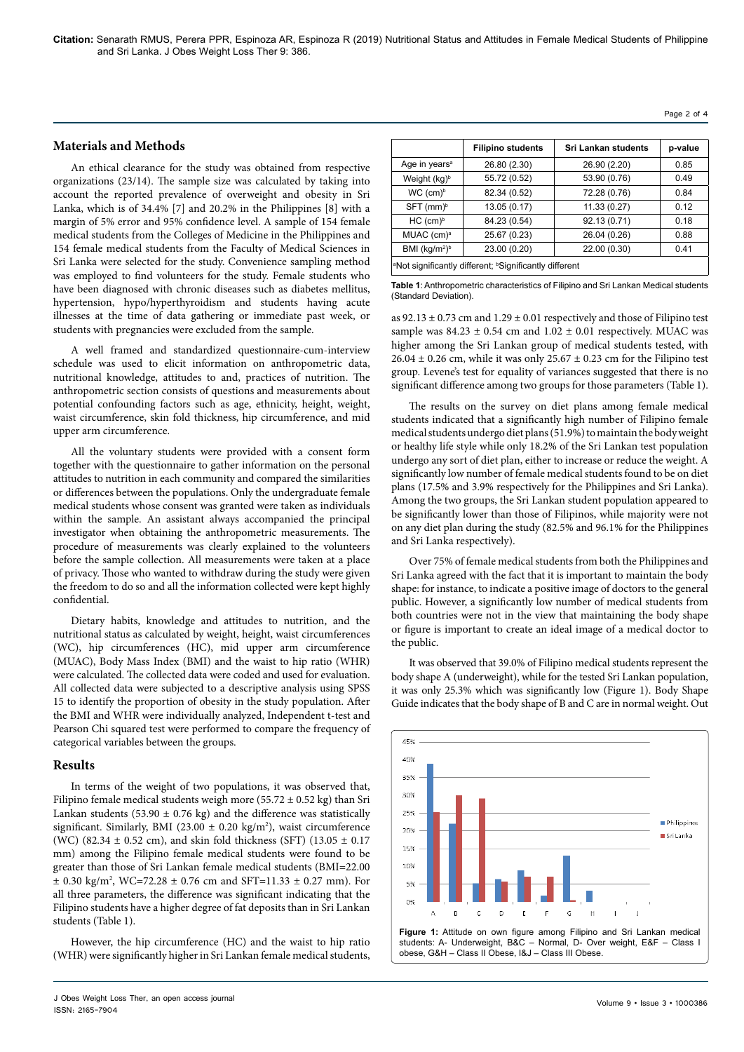## Materials and Methods

An ethical clearance for the study was obtained from respective organizations (23/14). The sample size was calculated by taking into account the reported prevalence of overweight and obesity in Sri Lanka, which is of 34.4% [7] and 20.2% in the Philippines [8] with a margin of 5% error and 95% confidence level. A sample of 154 female medical students from the Colleges of Medicine in the Philippines and 154 female medical students from the Faculty of Medical Sciences in Sri Lanka were selected for the study. Convenience sampling method was employed to find volunteers for the study. Female students who have been diagnosed with chronic diseases such as diabetes mellitus, hypertension, hypo/hyperthyroidism and students having acute illnesses at the time of data gathering or immediate past week, or students with pregnancies were excluded from the sample.

A well framed and standardized questionnaire-cum-interview schedule was used to elicit information on anthropometric data, nutritional knowledge, attitudes to and, practices of nutrition. The anthropometric section consists of questions and measurements about potential confounding factors such as age, ethnicity, height, weight, waist circumference, skin fold thickness, hip circumference, and mid upper arm circumference.

All the voluntary students were provided with a consent form together with the questionnaire to gather information on the personal attitudes to nutrition in each community and compared the similarities or differences between the populations. Only the undergraduate female medical students whose consent was granted were taken as individuals within the sample. An assistant always accompanied the principal investigator when obtaining the anthropometric measurements. The procedure of measurements was clearly explained to the volunteers before the sample collection. All measurements were taken at a place of privacy. Those who wanted to withdraw during the study were given the freedom to do so and all the information collected were kept highly confidential.

Dietary habits, knowledge and attitudes to nutrition, and the nutritional status as calculated by weight, height, waist circumferences (WC), hip circumferences (HC), mid upper arm circumference (MUAC), Body Mass Index (BMI) and the waist to hip ratio (WHR) were calculated. The collected data were coded and used for evaluation. All collected data were subjected to a descriptive analysis using SPSS 15 to identify the proportion of obesity in the study population. After the BMI and WHR were individually analyzed, Independent t-test and Pearson Chi squared test were performed to compare the frequency of categorical variables between the groups.

## Results

In terms of the weight of two populations, it was observed that, Filipino female medical students weigh more (55.72 ± 0.52 kg) than Sri Lankan students (53.90 ± 0.76 kg) and the difference was statistically significant. Similarly, BMI (23.00 ± 0.20 kg/m$^2$), waist circumference (WC) (82.34 ± 0.52 cm), and skin fold thickness (SFT) (13.05 ± 0.17 mm) among the Filipino female medical students were found to be greater than those of Sri Lankan female medical students (BMI=22.00 ± 0.30 kg/m$^2$, WC=72.28 ± 0.76 cm and SFT=11.33 ± 0.27 mm). For all three parameters, the difference was significant indicating that the Filipino students have a higher degree of fat deposits than in Sri Lankan students (Table 1).

However, the hip circumference (HC) and the waist to hip ratio (WHR) were significantly higher in Sri Lankan female medical students, as 92.13 ± 0.73 cm and 1.29 ± 0.01 respectively and those of Filipino test sample was 84.23 ± 0.54 cm and 1.02 ± 0.01 respectively. MUAC was higher among the Sri Lankan group of medical students tested, with 26.04 ± 0.26 cm, while it was only 25.67 ± 0.23 cm for the Filipino test group. Levene's test for equality of variances suggested that there is no significant difference among two groups for those parameters (Table 1).

| | Filipino students | Sri Lankan students | p-value |
|---|---|---|---|
| Age in years[a] | 26.80 (2.30) | 26.90 (2.20) | 0.85 |
| Weight (kg)[b] | 55.72 (0.52) | 53.90 (0.76) | 0.49 |
| WC (cm)[b] | 82.34 (0.52) | 72.28 (0.76) | 0.84 |
| SFT (mm)[b] | 13.05 (0.17) | 11.33 (0.27) | 0.12 |
| HC (cm)[b] | 84.23 (0.54) | 92.13 (0.71) | 0.18 |
| MUAC (cm)[a] | 25.67 (0.23) | 26.04 (0.26) | 0.88 |
| BMI (kg/m$^2$)[b] | 23.00 (0.20) | 22.00 (0.30) | 0.41 |

[a]Not significantly different; [b]Significantly different

**Table 1**: Anthropometric characteristics of Filipino and Sri Lankan Medical students (Standard Deviation).

The results on the survey on diet plans among female medical students indicated that a significantly high number of Filipino female medical students undergo diet plans (51.9%) to maintain the body weight or healthy life style while only 18.2% of the Sri Lankan test population undergo any sort of diet plan, either to increase or reduce the weight. A significantly low number of female medical students found to be on diet plans (17.5% and 3.9% respectively for the Philippines and Sri Lanka). Among the two groups, the Sri Lankan student population appeared to be significantly lower than those of Filipinos, while majority were not on any diet plan during the study (82.5% and 96.1% for the Philippines and Sri Lanka respectively).

Over 75% of female medical students from both the Philippines and Sri Lanka agreed with the fact that it is important to maintain the body shape: for instance, to indicate a positive image of doctors to the general public. However, a significantly low number of medical students from both countries were not in the view that maintaining the body shape or figure is important to create an ideal image of a medical doctor to the public.

It was observed that 39.0% of Filipino medical students represent the body shape A (underweight), while for the tested Sri Lankan population, it was only 25.3% which was significantly low (Figure 1). Body Shape Guide indicates that the body shape of B and C are in normal weight. Out

**Figure 1:** Attitude on own figure among Filipino and Sri Lankan medical students: A- Underweight, B&C – Normal, D- Over weight, E&F – Class I obese, G&H – Class II Obese, I&J – Class III Obese.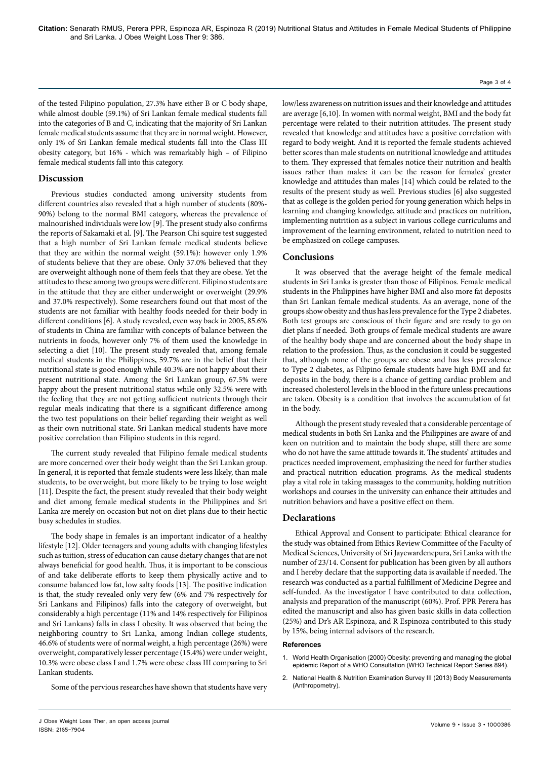of the tested Filipino population, 27.3% have either B or C body shape, while almost double (59.1%) of Sri Lankan female medical students fall into the categories of B and C, indicating that the majority of Sri Lankan female medical students assume that they are in normal weight. However, only 1% of Sri Lankan female medical students fall into the Class III obesity category, but 16% - which was remarkably high – of Filipino female medical students fall into this category.

## Discussion

Previous studies conducted among university students from different countries also revealed that a high number of students (80%-90%) belong to the normal BMI category, whereas the prevalence of malnourished individuals were low [9]. The present study also confirms the reports of Sakamaki et al. [9]. The Pearson Chi squire test suggested that a high number of Sri Lankan female medical students believe that they are within the normal weight (59.1%): however only 1.9% of students believe that they are obese. Only 37.0% believed that they are overweight although none of them feels that they are obese. Yet the attitudes to these among two groups were different. Filipino students are in the attitude that they are either underweight or overweight (29.9% and 37.0% respectively). Some researchers found out that most of the students are not familiar with healthy foods needed for their body in different conditions [6]. A study revealed, even way back in 2005, 85.6% of students in China are familiar with concepts of balance between the nutrients in foods, however only 7% of them used the knowledge in selecting a diet [10]. The present study revealed that, among female medical students in the Philippines, 59.7% are in the belief that their nutritional state is good enough while 40.3% are not happy about their present nutritional state. Among the Sri Lankan group, 67.5% were happy about the present nutritional status while only 32.5% were with the feeling that they are not getting sufficient nutrients through their regular meals indicating that there is a significant difference among the two test populations on their belief regarding their weight as well as their own nutritional state. Sri Lankan medical students have more positive correlation than Filipino students in this regard.

The current study revealed that Filipino female medical students are more concerned over their body weight than the Sri Lankan group. In general, it is reported that female students were less likely, than male students, to be overweight, but more likely to be trying to lose weight [11]. Despite the fact, the present study revealed that their body weight and diet among female medical students in the Philippines and Sri Lanka are merely on occasion but not on diet plans due to their hectic busy schedules in studies.

The body shape in females is an important indicator of a healthy lifestyle [12]. Older teenagers and young adults with changing lifestyles such as tuition, stress of education can cause dietary changes that are not always beneficial for good health. Thus, it is important to be conscious of and take deliberate efforts to keep them physically active and to consume balanced low fat, low salty foods [13]. The positive indication is that, the study revealed only very few (6% and 7% respectively for Sri Lankans and Filipinos) falls into the category of overweight, but considerably a high percentage (11% and 14% respectively for Filipinos and Sri Lankans) falls in class I obesity. It was observed that being the neighboring country to Sri Lanka, among Indian college students, 46.6% of students were of normal weight, a high percentage (26%) were overweight, comparatively lesser percentage (15.4%) were under weight, 10.3% were obese class I and 1.7% were obese class III comparing to Sri Lankan students.

Some of the pervious researches have shown that students have very low/less awareness on nutrition issues and their knowledge and attitudes are average [6,10]. In women with normal weight, BMI and the body fat percentage were related to their nutrition attitudes. The present study revealed that knowledge and attitudes have a positive correlation with regard to body weight. And it is reported the female students achieved better scores than male students on nutritional knowledge and attitudes to them. They expressed that females notice their nutrition and health issues rather than males: it can be the reason for females' greater knowledge and attitudes than males [14] which could be related to the results of the present study as well. Previous studies [6] also suggested that as college is the golden period for young generation which helps in learning and changing knowledge, attitude and practices on nutrition, implementing nutrition as a subject in various college curriculums and improvement of the learning environment, related to nutrition need to be emphasized on college campuses.

## Conclusions

It was observed that the average height of the female medical students in Sri Lanka is greater than those of Filipinos. Female medical students in the Philippines have higher BMI and also more fat deposits than Sri Lankan female medical students. As an average, none of the groups show obesity and thus has less prevalence for the Type 2 diabetes. Both test groups are conscious of their figure and are ready to go on diet plans if needed. Both groups of female medical students are aware of the healthy body shape and are concerned about the body shape in relation to the profession. Thus, as the conclusion it could be suggested that, although none of the groups are obese and has less prevalence to Type 2 diabetes, as Filipino female students have high BMI and fat deposits in the body, there is a chance of getting cardiac problem and increased cholesterol levels in the blood in the future unless precautions are taken. Obesity is a condition that involves the accumulation of fat in the body.

Although the present study revealed that a considerable percentage of medical students in both Sri Lanka and the Philippines are aware of and keen on nutrition and to maintain the body shape, still there are some who do not have the same attitude towards it. The students' attitudes and practices needed improvement, emphasizing the need for further studies and practical nutrition education programs. As the medical students play a vital role in taking massages to the community, holding nutrition workshops and courses in the university can enhance their attitudes and nutrition behaviors and have a positive effect on them.

## Declarations

Ethical Approval and Consent to participate: Ethical clearance for the study was obtained from Ethics Review Committee of the Faculty of Medical Sciences, University of Sri Jayewardenepura, Sri Lanka with the number of 23/14. Consent for publication has been given by all authors and I hereby declare that the supporting data is available if needed. The research was conducted as a partial fulfillment of Medicine Degree and self-funded. As the investigator I have contributed to data collection, analysis and preparation of the manuscript (60%). Prof. PPR Perera has edited the manuscript and also has given basic skills in data collection (25%) and Dr's AR Espinoza, and R Espinoza contributed to this study by 15%, being internal advisors of the research.

### References

1. World Health Organisation (2000) Obesity: preventing and managing the global epidemic Report of a WHO Consultation (WHO Technical Report Series 894).
2. National Health & Nutrition Examination Survey III (2013) Body Measurements (Anthropometry).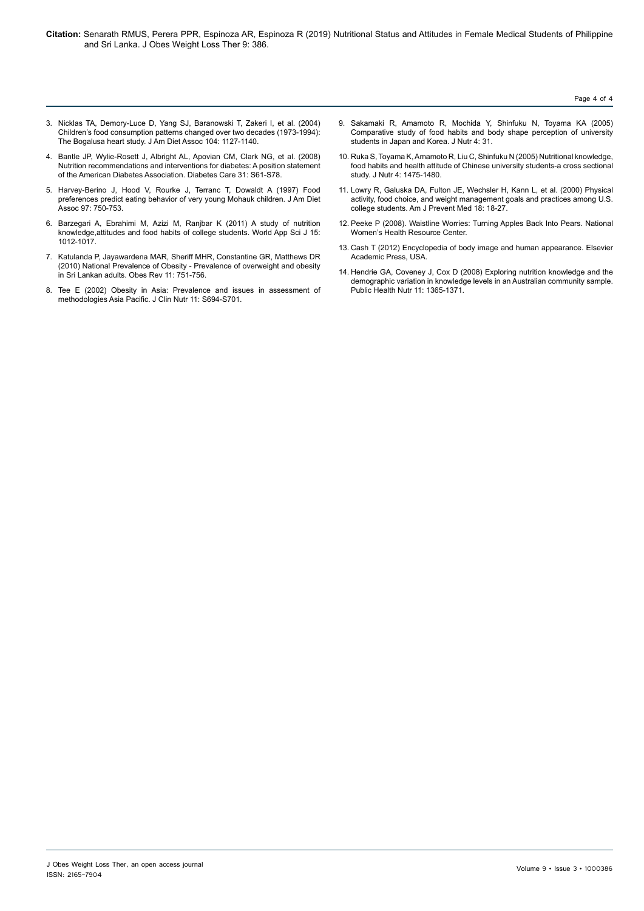3. Nicklas TA, Demory-Luce D, Yang SJ, Baranowski T, Zakeri I, et al. (2004) Children's food consumption patterns changed over two decades (1973-1994): The Bogalusa heart study. J Am Diet Assoc 104: 1127-1140.
4. Bantle JP, Wylie-Rosett J, Albright AL, Apovian CM, Clark NG, et al. (2008) Nutrition recommendations and interventions for diabetes: A position statement of the American Diabetes Association. Diabetes Care 31: S61-S78.
5. Harvey-Berino J, Hood V, Rourke J, Terranc T, Dowaldt A (1997) Food preferences predict eating behavior of very young Mohauk children. J Am Diet Assoc 97: 750-753.
6. Barzegari A, Ebrahimi M, Azizi M, Ranjbar K (2011) A study of nutrition knowledge,attitudes and food habits of college students. World App Sci J 15: 1012-1017.
7. Katulanda P, Jayawardena MAR, Sheriff MHR, Constantine GR, Matthews DR (2010) National Prevalence of Obesity - Prevalence of overweight and obesity in Sri Lankan adults. Obes Rev 11: 751-756.
8. Tee E (2002) Obesity in Asia: Prevalence and issues in assessment of methodologies Asia Pacific. J Clin Nutr 11: S694-S701.
9. Sakamaki R, Amamoto R, Mochida Y, Shinfuku N, Toyama KA (2005) Comparative study of food habits and body shape perception of university students in Japan and Korea. J Nutr 4: 31.
10. Ruka S, Toyama K, Amamoto R, Liu C, Shinfuku N (2005) Nutritional knowledge, food habits and health attitude of Chinese university students-a cross sectional study. J Nutr 4: 1475-1480.
11. Lowry R, Galuska DA, Fulton JE, Wechsler H, Kann L, et al. (2000) Physical activity, food choice, and weight management goals and practices among U.S. college students. Am J Prevent Med 18: 18-27.
12. Peeke P (2008). Waistline Worries: Turning Apples Back Into Pears. National Women's Health Resource Center.
13. Cash T (2012) Encyclopedia of body image and human appearance. Elsevier Academic Press, USA.
14. Hendrie GA, Coveney J, Cox D (2008) Exploring nutrition knowledge and the demographic variation in knowledge levels in an Australian community sample. Public Health Nutr 11: 1365-1371.